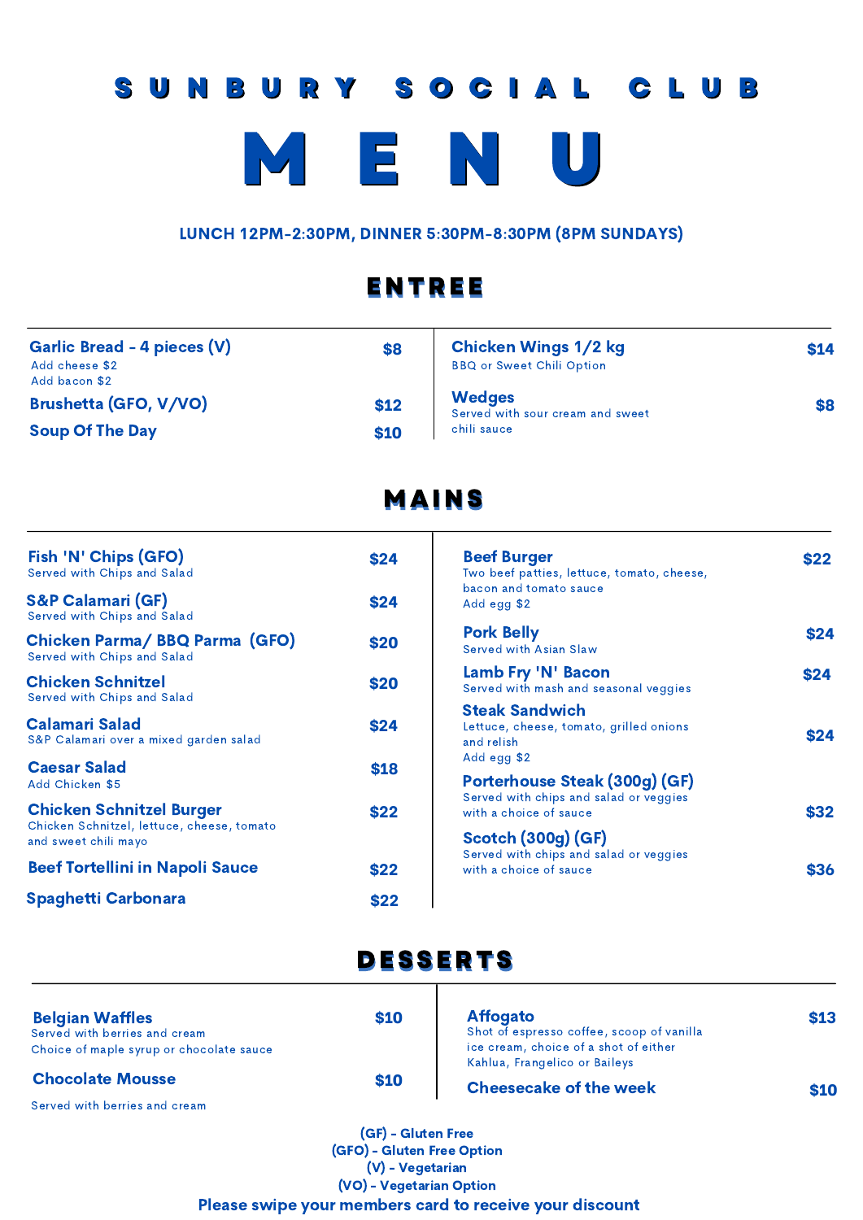# SUNBURY SOCIAL CLUB

# MENU

LUNCH 12PM-2:30PM, DINNER 5:30PM-8:30PM (8PM SUNDAYS)

## ENTREE

**Garlic Bread - 4 pieces (V)** — $8
Add cheese $2
Add bacon $2

**Brushetta (GFO, V/VO)** — $12

**Soup Of The Day** — $10

**Chicken Wings 1/2 kg** — $14
BBQ or Sweet Chili Option

**Wedges** — $8
Served with sour cream and sweet chili sauce

## MAINS

**Fish 'N' Chips (GFO)** — $24
Served with Chips and Salad

**S&P Calamari (GF)** — $24
Served with Chips and Salad

**Chicken Parma/ BBQ Parma (GFO)** — $20
Served with Chips and Salad

**Chicken Schnitzel** — $20
Served with Chips and Salad

**Calamari Salad** — $24
S&P Calamari over a mixed garden salad

**Caesar Salad** — $18
Add Chicken $5

**Chicken Schnitzel Burger** — $22
Chicken Schnitzel, lettuce, cheese, tomato and sweet chili mayo

**Beef Tortellini in Napoli Sauce** — $22

**Spaghetti Carbonara** — $22

**Beef Burger** — $22
Two beef patties, lettuce, tomato, cheese, bacon and tomato sauce
Add egg $2

**Pork Belly** — $24
Served with Asian Slaw

**Lamb Fry 'N' Bacon** — $24
Served with mash and seasonal veggies

**Steak Sandwich** — $24
Lettuce, cheese, tomato, grilled onions and relish
Add egg $2

**Porterhouse Steak (300g) (GF)** — $32
Served with chips and salad or veggies with a choice of sauce

**Scotch (300g) (GF)** — $36
Served with chips and salad or veggies with a choice of sauce

## DESSERTS

**Belgian Waffles** — $10
Served with berries and cream
Choice of maple syrup or chocolate sauce

**Chocolate Mousse** — $10
Served with berries and cream

**Affogato** — $13
Shot of espresso coffee, scoop of vanilla ice cream, choice of a shot of either Kahlua, Frangelico or Baileys

**Cheesecake of the week** — $10

(GF) - Gluten Free
(GFO) - Gluten Free Option
(V) - Vegetarian
(VO) - Vegetarian Option

**Please swipe your members card to receive your discount**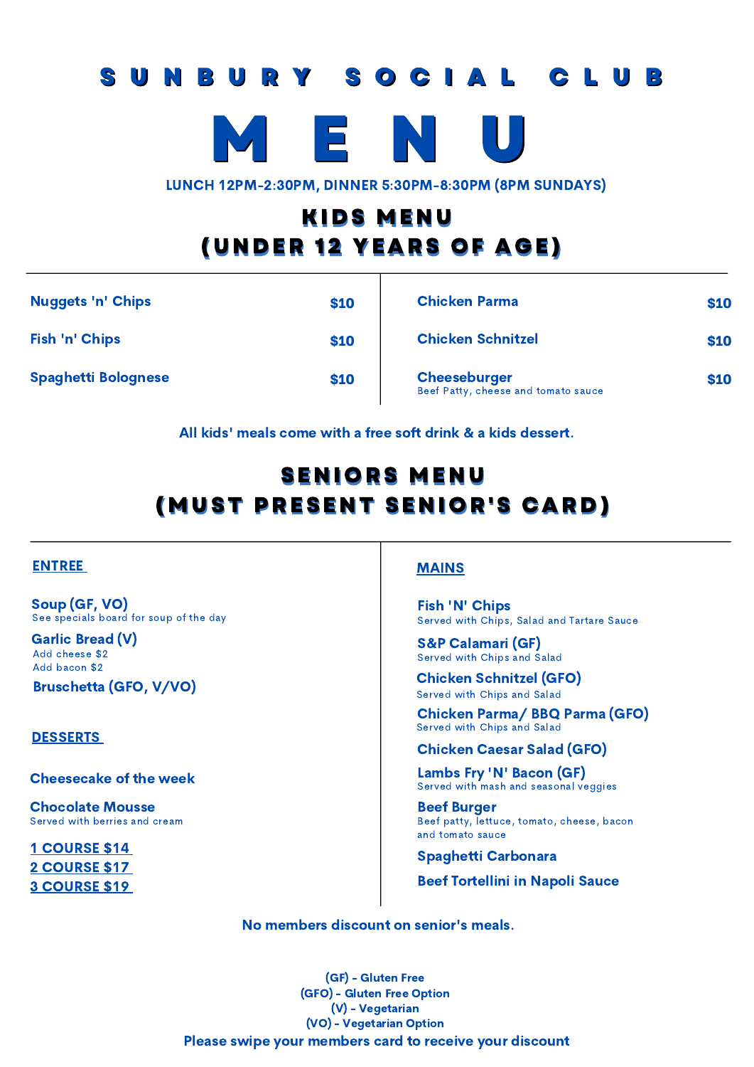# SUNBURY SOCIAL CLUB

# MENU

LUNCH 12PM-2:30PM, DINNER 5:30PM-8:30PM (8PM SUNDAYS)

## KIDS MENU (UNDER 12 YEARS OF AGE)

**Nuggets 'n' Chips** $10

**Fish 'n' Chips** $10

**Spaghetti Bolognese** $10

**Chicken Parma** $10

**Chicken Schnitzel** $10

**Cheeseburger** $10
Beef Patty, cheese and tomato sauce

All kids' meals come with a free soft drink & a kids dessert.

## SENIORS MENU (MUST PRESENT SENIOR'S CARD)

### ENTREE

**Soup (GF, VO)**
See specials board for soup of the day

**Garlic Bread (V)**
Add cheese $2
Add bacon $2

**Bruschetta (GFO, V/VO)**

### DESSERTS

**Cheesecake of the week**

**Chocolate Mousse**
Served with berries and cream

1 COURSE $14
2 COURSE $17
3 COURSE $19

### MAINS

**Fish 'N' Chips**
Served with Chips, Salad and Tartare Sauce

**S&P Calamari (GF)**
Served with Chips and Salad

**Chicken Schnitzel (GFO)**
Served with Chips and Salad

**Chicken Parma/ BBQ Parma (GFO)**
Served with Chips and Salad

**Chicken Caesar Salad (GFO)**

**Lambs Fry 'N' Bacon (GF)**
Served with mash and seasonal veggies

**Beef Burger**
Beef patty, lettuce, tomato, cheese, bacon and tomato sauce

**Spaghetti Carbonara**

**Beef Tortellini in Napoli Sauce**

No members discount on senior's meals.

(GF) - Gluten Free
(GFO) - Gluten Free Option
(V) - Vegetarian
(VO) - Vegetarian Option

Please swipe your members card to receive your discount